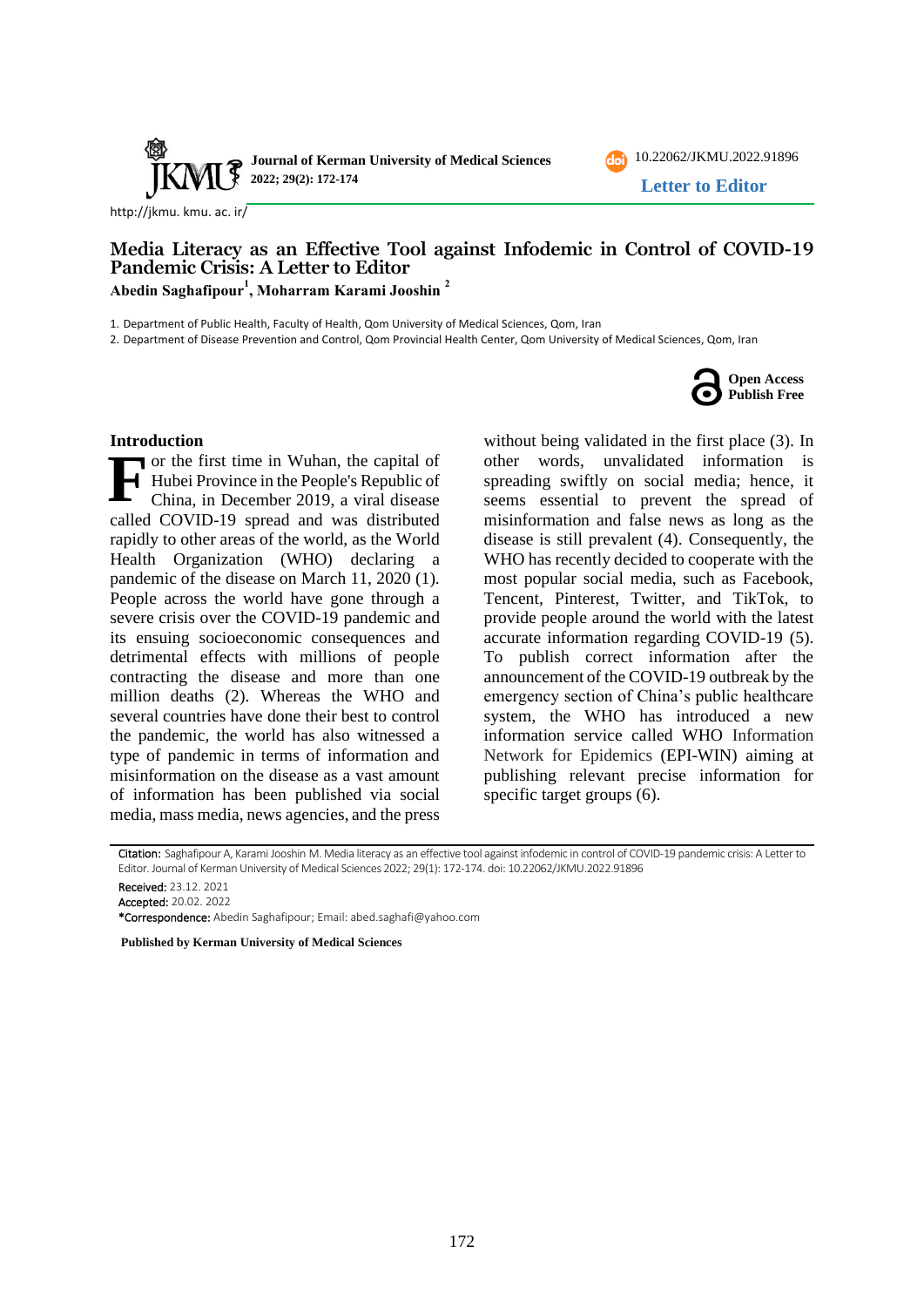Letter to Editor

# Media Literacy as an Effective Tool against Infodemic in Control of COVID-19 Pandemic Crisis: A Letter to Editor

**Abedin Saghafipour[1], Moharram Karami Jooshin [2]**

1. Department of Public Health, Faculty of Health, Qom University of Medical Sciences, Qom, Iran
2. Department of Disease Prevention and Control, Qom Provincial Health Center, Qom University of Medical Sciences, Qom, Iran

Open Access
Publish Free

## Introduction

For the first time in Wuhan, the capital of Hubei Province in the People's Republic of China, in December 2019, a viral disease called COVID-19 spread and was distributed rapidly to other areas of the world, as the World Health Organization (WHO) declaring a pandemic of the disease on March 11, 2020 (1). People across the world have gone through a severe crisis over the COVID-19 pandemic and its ensuing socioeconomic consequences and detrimental effects with millions of people contracting the disease and more than one million deaths (2). Whereas the WHO and several countries have done their best to control the pandemic, the world has also witnessed a type of pandemic in terms of information and misinformation on the disease as a vast amount of information has been published via social media, mass media, news agencies, and the press without being validated in the first place (3). In other words, unvalidated information is spreading swiftly on social media; hence, it seems essential to prevent the spread of misinformation and false news as long as the disease is still prevalent (4). Consequently, the WHO has recently decided to cooperate with the most popular social media, such as Facebook, Tencent, Pinterest, Twitter, and TikTok, to provide people around the world with the latest accurate information regarding COVID-19 (5). To publish correct information after the announcement of the COVID-19 outbreak by the emergency section of China's public healthcare system, the WHO has introduced a new information service called WHO Information Network for Epidemics (EPI-WIN) aiming at publishing relevant precise information for specific target groups (6).

**Citation:** Saghafipour A, Karami Jooshin M. Media literacy as an effective tool against infodemic in control of COVID-19 pandemic crisis: A Letter to Editor. Journal of Kerman University of Medical Sciences 2022; 29(1): 172-174. doi: 10.22062/JKMU.2022.91896

**Received:** 23.12. 2021
**Accepted:** 20.02. 2022
***Correspondence:** Abedin Saghafipour; Email: abed.saghafi@yahoo.com

**Published by Kerman University of Medical Sciences**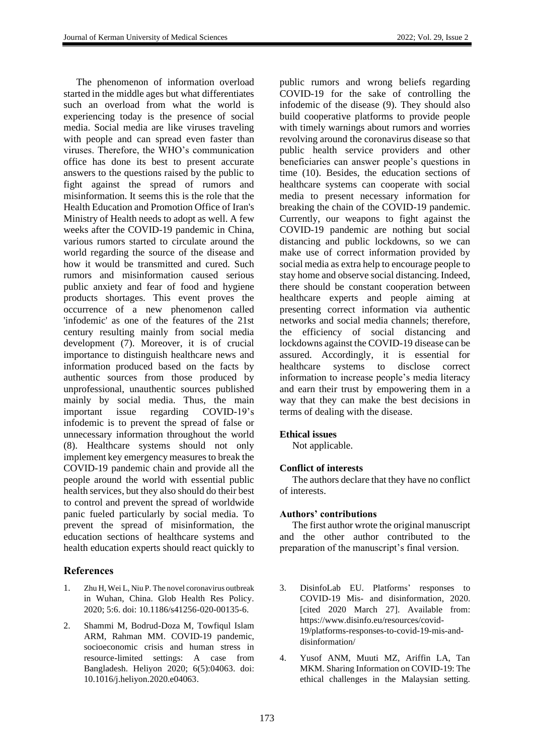The phenomenon of information overload started in the middle ages but what differentiates such an overload from what the world is experiencing today is the presence of social media. Social media are like viruses traveling with people and can spread even faster than viruses. Therefore, the WHO's communication office has done its best to present accurate answers to the questions raised by the public to fight against the spread of rumors and misinformation. It seems this is the role that the Health Education and Promotion Office of Iran's Ministry of Health needs to adopt as well. A few weeks after the COVID-19 pandemic in China, various rumors started to circulate around the world regarding the source of the disease and how it would be transmitted and cured. Such rumors and misinformation caused serious public anxiety and fear of food and hygiene products shortages. This event proves the occurrence of a new phenomenon called 'infodemic' as one of the features of the 21st century resulting mainly from social media development (7). Moreover, it is of crucial importance to distinguish healthcare news and information produced based on the facts by authentic sources from those produced by unprofessional, unauthentic sources published mainly by social media. Thus, the main important issue regarding COVID-19's infodemic is to prevent the spread of false or unnecessary information throughout the world (8). Healthcare systems should not only implement key emergency measures to break the COVID-19 pandemic chain and provide all the people around the world with essential public health services, but they also should do their best to control and prevent the spread of worldwide panic fueled particularly by social media. To prevent the spread of misinformation, the education sections of healthcare systems and health education experts should react quickly to public rumors and wrong beliefs regarding COVID-19 for the sake of controlling the infodemic of the disease (9). They should also build cooperative platforms to provide people with timely warnings about rumors and worries revolving around the coronavirus disease so that public health service providers and other beneficiaries can answer people's questions in time (10). Besides, the education sections of healthcare systems can cooperate with social media to present necessary information for breaking the chain of the COVID-19 pandemic. Currently, our weapons to fight against the COVID-19 pandemic are nothing but social distancing and public lockdowns, so we can make use of correct information provided by social media as extra help to encourage people to stay home and observe social distancing. Indeed, there should be constant cooperation between healthcare experts and people aiming at presenting correct information via authentic networks and social media channels; therefore, the efficiency of social distancing and lockdowns against the COVID-19 disease can be assured. Accordingly, it is essential for healthcare systems to disclose correct information to increase people's media literacy and earn their trust by empowering them in a way that they can make the best decisions in terms of dealing with the disease.

**Ethical issues**

Not applicable.

**Conflict of interests**

The authors declare that they have no conflict of interests.

**Authors' contributions**

The first author wrote the original manuscript and the other author contributed to the preparation of the manuscript's final version.

## References

1. Zhu H, Wei L, Niu P. The novel coronavirus outbreak in Wuhan, China. Glob Health Res Policy. 2020; 5:6. doi: 10.1186/s41256-020-00135-6.
2. Shammi M, Bodrud-Doza M, Towfiqul Islam ARM, Rahman MM. COVID-19 pandemic, socioeconomic crisis and human stress in resource-limited settings: A case from Bangladesh. Heliyon 2020; 6(5):04063. doi: 10.1016/j.heliyon.2020.e04063.
3. DisinfoLab EU. Platforms' responses to COVID-19 Mis- and disinformation, 2020. [cited 2020 March 27]. Available from: https://www.disinfo.eu/resources/covid-19/platforms-responses-to-covid-19-mis-and-disinformation/
4. Yusof ANM, Muuti MZ, Ariffin LA, Tan MKM. Sharing Information on COVID-19: The ethical challenges in the Malaysian setting.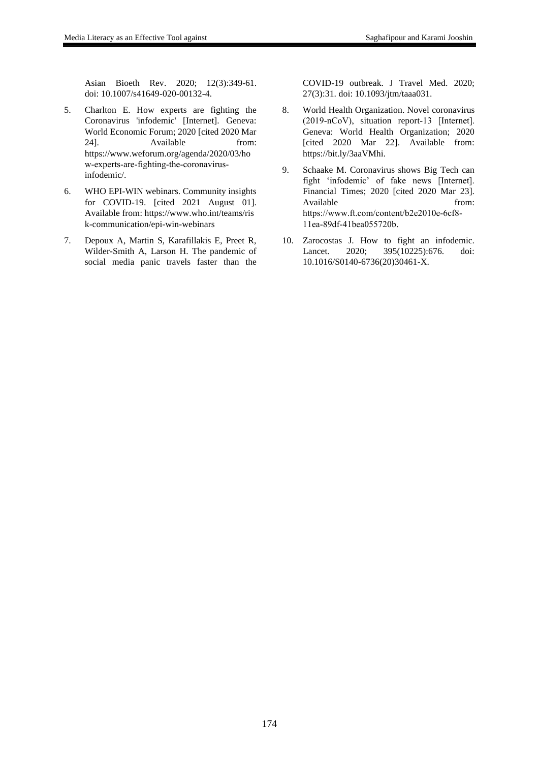Asian Bioeth Rev. 2020; 12(3):349-61. doi: 10.1007/s41649-020-00132-4.

5. Charlton E. How experts are fighting the Coronavirus 'infodemic' [Internet]. Geneva: World Economic Forum; 2020 [cited 2020 Mar 24]. Available from: https://www.weforum.org/agenda/2020/03/how-experts-are-fighting-the-coronavirus-infodemic/.

6. WHO EPI-WIN webinars. Community insights for COVID-19. [cited 2021 August 01]. Available from: https://www.who.int/teams/risk-communication/epi-win-webinars

7. Depoux A, Martin S, Karafillakis E, Preet R, Wilder-Smith A, Larson H. The pandemic of social media panic travels faster than the COVID-19 outbreak. J Travel Med. 2020; 27(3):31. doi: 10.1093/jtm/taaa031.

8. World Health Organization. Novel coronavirus (2019-nCoV), situation report-13 [Internet]. Geneva: World Health Organization; 2020 [cited 2020 Mar 22]. Available from: https://bit.ly/3aaVMhi.

9. Schaake M. Coronavirus shows Big Tech can fight 'infodemic' of fake news [Internet]. Financial Times; 2020 [cited 2020 Mar 23]. Available from: https://www.ft.com/content/b2e2010e-6cf8-11ea-89df-41bea055720b.

10. Zarocostas J. How to fight an infodemic. Lancet. 2020; 395(10225):676. doi: 10.1016/S0140-6736(20)30461-X.